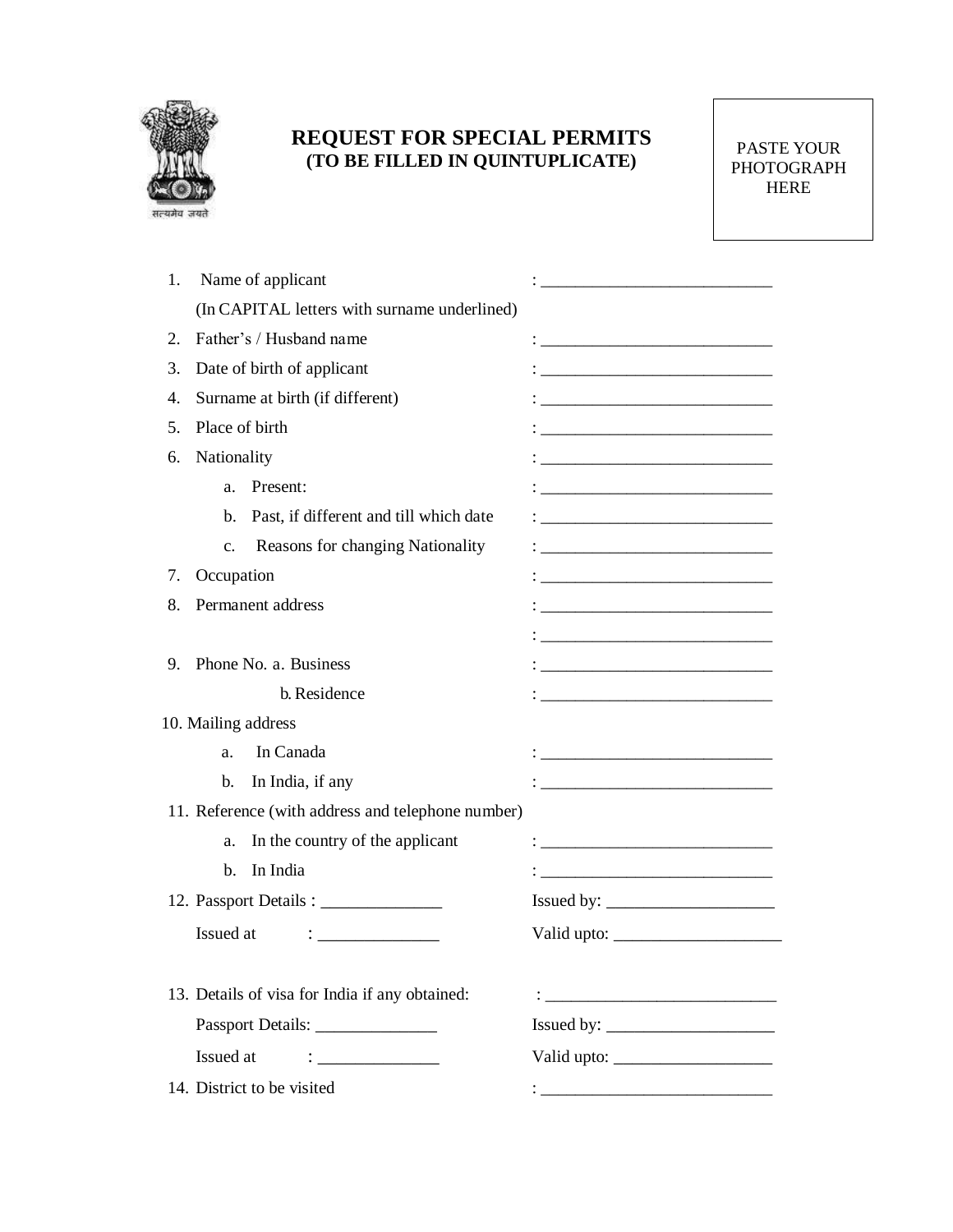सत्यमेव जयते

# REQUEST FOR SPECIAL PERMITS
**(TO BE FILLED IN QUINTUPLICATE)**

PASTE YOUR PHOTOGRAPH HERE

1. Name of applicant : ___________________________
   (In CAPITAL letters with surname underlined)
2. Father's / Husband name : ___________________________
3. Date of birth of applicant : ___________________________
4. Surname at birth (if different) : ___________________________
5. Place of birth : ___________________________
6. Nationality : ___________________________
   a. Present: : ___________________________
   b. Past, if different and till which date : ___________________________
   c. Reasons for changing Nationality : ___________________________
7. Occupation : ___________________________
8. Permanent address : ___________________________
   : ___________________________
9. Phone No. a. Business : ___________________________
   b. Residence : ___________________________
10. Mailing address
    a. In Canada : ___________________________
    b. In India, if any : ___________________________
11. Reference (with address and telephone number)
    a. In the country of the applicant : ___________________________
    b. In India : ___________________________
12. Passport Details : ______________ Issued by: ___________________
    Issued at : ______________ Valid upto: ___________________
13. Details of visa for India if any obtained: : ___________________________
    Passport Details: ______________ Issued by: ___________________
    Issued at : ______________ Valid upto: ___________________
14. District to be visited : ___________________________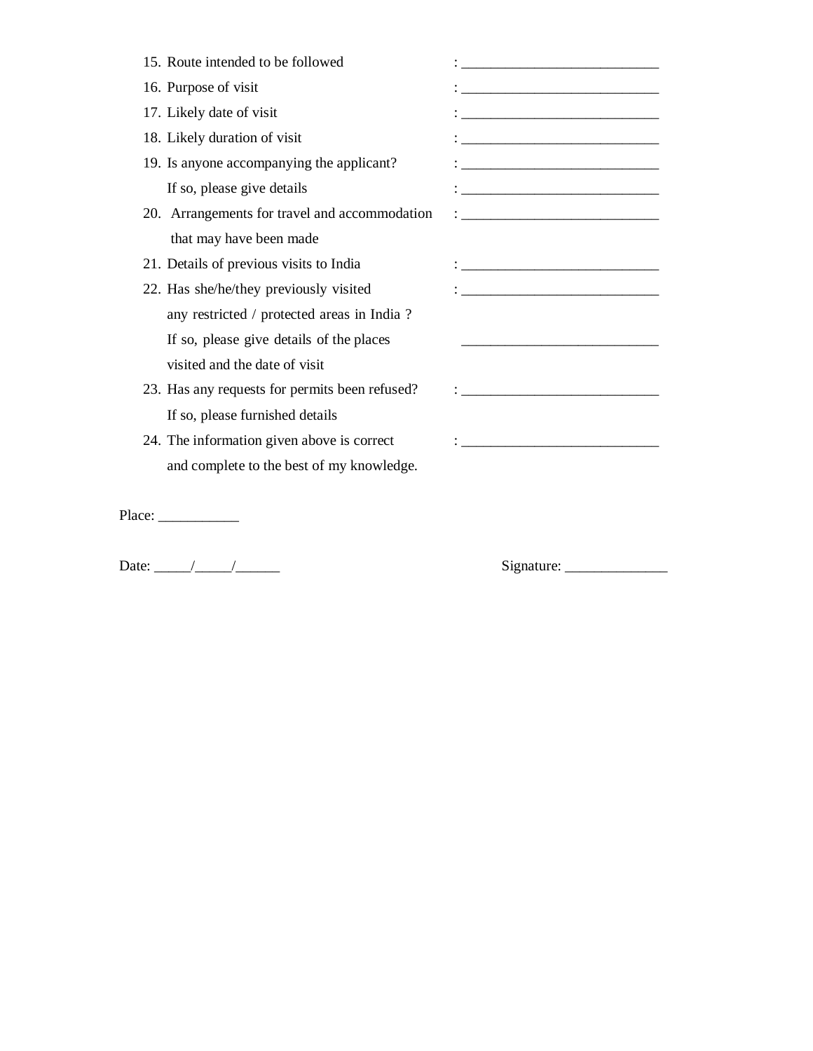15. Route intended to be followed : ___________________________
16. Purpose of visit : ___________________________
17. Likely date of visit : ___________________________
18. Likely duration of visit : ___________________________
19. Is anyone accompanying the applicant? : ___________________________
    If so, please give details : ___________________________
20. Arrangements for travel and accommodation that may have been made : ___________________________
21. Details of previous visits to India : ___________________________
22. Has she/he/they previously visited any restricted / protected areas in India ? : ___________________________
    If so, please give details of the places visited and the date of visit ___________________________
23. Has any requests for permits been refused? : ___________________________
    If so, please furnished details
24. The information given above is correct and complete to the best of my knowledge. : ___________________________

Place: ___________

Date: _____/_____/______

Signature: ______________